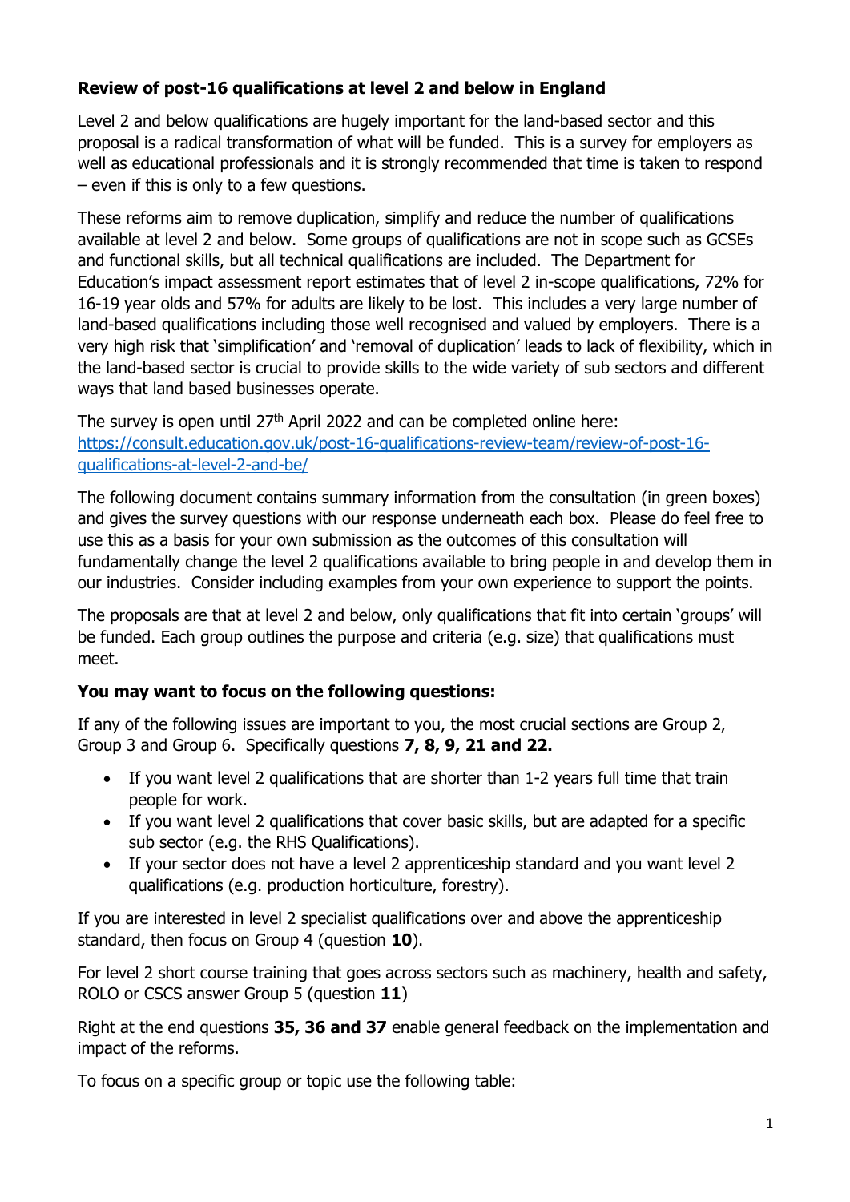**Review of post-16 qualifications at level 2 and below in England**

Level 2 and below qualifications are hugely important for the land-based sector and this proposal is a radical transformation of what will be funded. This is a survey for employers as well as educational professionals and it is strongly recommended that time is taken to respond – even if this is only to a few questions.

These reforms aim to remove duplication, simplify and reduce the number of qualifications available at level 2 and below. Some groups of qualifications are not in scope such as GCSEs and functional skills, but all technical qualifications are included. The Department for Education's impact assessment report estimates that of level 2 in-scope qualifications, 72% for 16-19 year olds and 57% for adults are likely to be lost. This includes a very large number of land-based qualifications including those well recognised and valued by employers. There is a very high risk that 'simplification' and 'removal of duplication' leads to lack of flexibility, which in the land-based sector is crucial to provide skills to the wide variety of sub sectors and different ways that land based businesses operate.

The survey is open until 27th April 2022 and can be completed online here: [https://consult.education.gov.uk/post-16-qualifications-review-team/review-of-post-16-qualifications-at-level-2-and-be/](https://consult.education.gov.uk/post-16-qualifications-review-team/review-of-post-16-qualifications-at-level-2-and-be/)

The following document contains summary information from the consultation (in green boxes) and gives the survey questions with our response underneath each box. Please do feel free to use this as a basis for your own submission as the outcomes of this consultation will fundamentally change the level 2 qualifications available to bring people in and develop them in our industries. Consider including examples from your own experience to support the points.

The proposals are that at level 2 and below, only qualifications that fit into certain 'groups' will be funded. Each group outlines the purpose and criteria (e.g. size) that qualifications must meet.

**You may want to focus on the following questions:**

If any of the following issues are important to you, the most crucial sections are Group 2, Group 3 and Group 6. Specifically questions **7, 8, 9, 21 and 22.**

- If you want level 2 qualifications that are shorter than 1-2 years full time that train people for work.
- If you want level 2 qualifications that cover basic skills, but are adapted for a specific sub sector (e.g. the RHS Qualifications).
- If your sector does not have a level 2 apprenticeship standard and you want level 2 qualifications (e.g. production horticulture, forestry).

If you are interested in level 2 specialist qualifications over and above the apprenticeship standard, then focus on Group 4 (question **10**).

For level 2 short course training that goes across sectors such as machinery, health and safety, ROLO or CSCS answer Group 5 (question **11**)

Right at the end questions **35, 36 and 37** enable general feedback on the implementation and impact of the reforms.

To focus on a specific group or topic use the following table: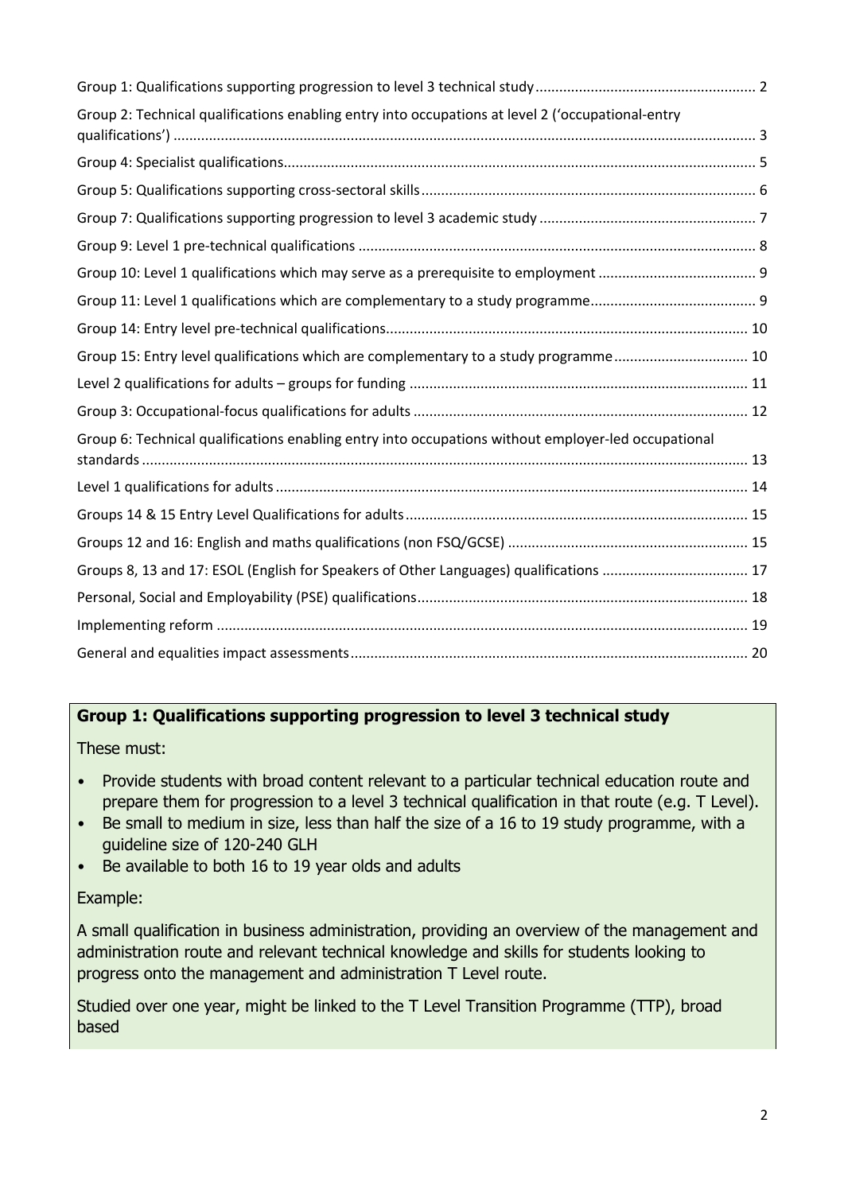Group 1: Qualifications supporting progression to level 3 technical study ........ 2

Group 2: Technical qualifications enabling entry into occupations at level 2 ('occupational-entry qualifications') ........ 3

Group 4: Specialist qualifications........ 5

Group 5: Qualifications supporting cross-sectoral skills ........ 6

Group 7: Qualifications supporting progression to level 3 academic study ........ 7

Group 9: Level 1 pre-technical qualifications ........ 8

Group 10: Level 1 qualifications which may serve as a prerequisite to employment ........ 9

Group 11: Level 1 qualifications which are complementary to a study programme........ 9

Group 14: Entry level pre-technical qualifications........ 10

Group 15: Entry level qualifications which are complementary to a study programme ........ 10

Level 2 qualifications for adults – groups for funding ........ 11

Group 3: Occupational-focus qualifications for adults ........ 12

Group 6: Technical qualifications enabling entry into occupations without employer-led occupational standards ........ 13

Level 1 qualifications for adults ........ 14

Groups 14 & 15 Entry Level Qualifications for adults........ 15

Groups 12 and 16: English and maths qualifications (non FSQ/GCSE) ........ 15

Groups 8, 13 and 17: ESOL (English for Speakers of Other Languages) qualifications ........ 17

Personal, Social and Employability (PSE) qualifications........ 18

Implementing reform ........ 19

General and equalities impact assessments........ 20

## Group 1: Qualifications supporting progression to level 3 technical study

These must:

- Provide students with broad content relevant to a particular technical education route and prepare them for progression to a level 3 technical qualification in that route (e.g. T Level).
- Be small to medium in size, less than half the size of a 16 to 19 study programme, with a guideline size of 120-240 GLH
- Be available to both 16 to 19 year olds and adults

Example:

A small qualification in business administration, providing an overview of the management and administration route and relevant technical knowledge and skills for students looking to progress onto the management and administration T Level route.

Studied over one year, might be linked to the T Level Transition Programme (TTP), broad based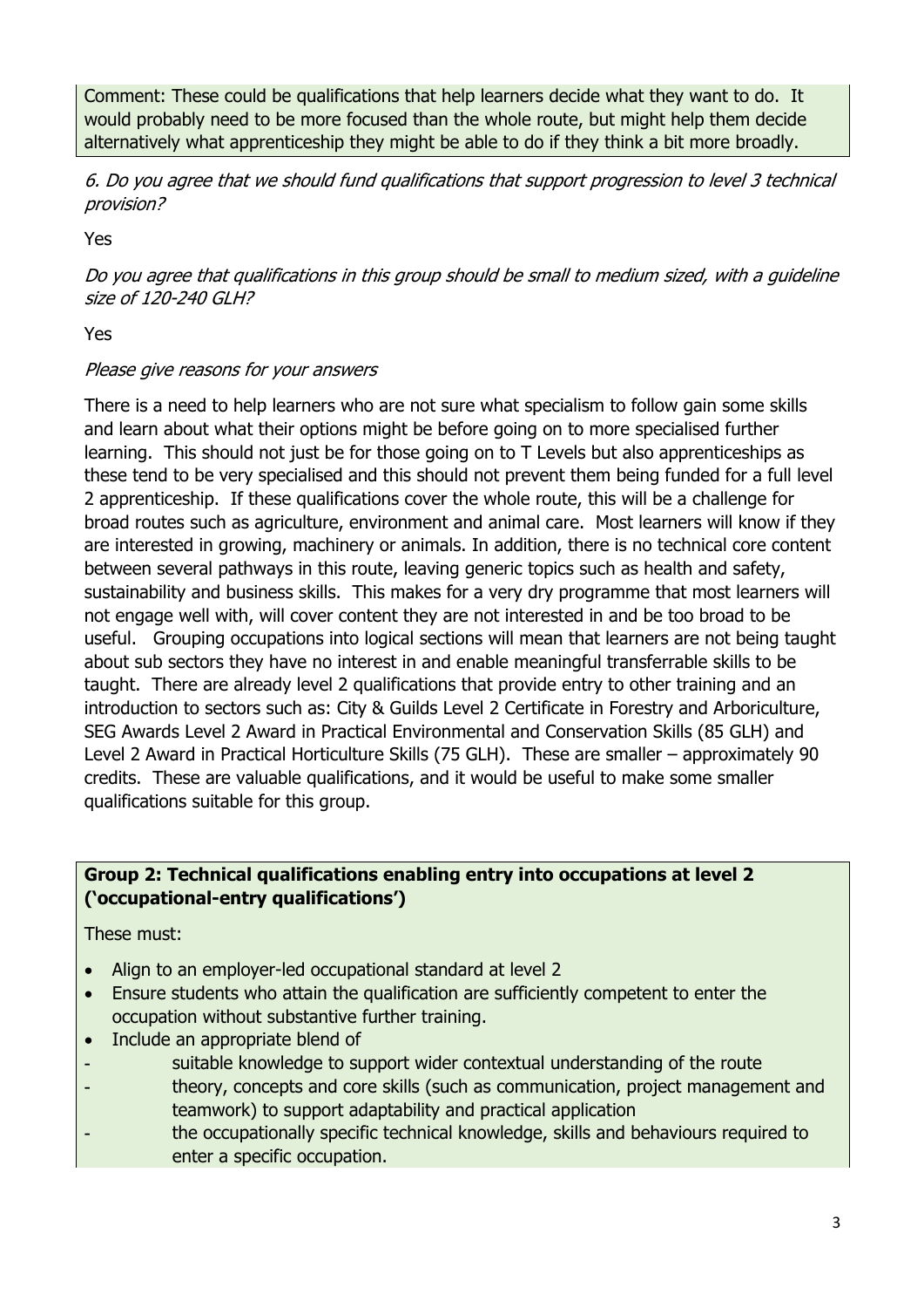Comment: These could be qualifications that help learners decide what they want to do. It would probably need to be more focused than the whole route, but might help them decide alternatively what apprenticeship they might be able to do if they think a bit more broadly.

*6. Do you agree that we should fund qualifications that support progression to level 3 technical provision?*

Yes

*Do you agree that qualifications in this group should be small to medium sized, with a guideline size of 120-240 GLH?*

Yes

*Please give reasons for your answers*

There is a need to help learners who are not sure what specialism to follow gain some skills and learn about what their options might be before going on to more specialised further learning. This should not just be for those going on to T Levels but also apprenticeships as these tend to be very specialised and this should not prevent them being funded for a full level 2 apprenticeship. If these qualifications cover the whole route, this will be a challenge for broad routes such as agriculture, environment and animal care. Most learners will know if they are interested in growing, machinery or animals. In addition, there is no technical core content between several pathways in this route, leaving generic topics such as health and safety, sustainability and business skills. This makes for a very dry programme that most learners will not engage well with, will cover content they are not interested in and be too broad to be useful. Grouping occupations into logical sections will mean that learners are not being taught about sub sectors they have no interest in and enable meaningful transferrable skills to be taught. There are already level 2 qualifications that provide entry to other training and an introduction to sectors such as: City & Guilds Level 2 Certificate in Forestry and Arboriculture, SEG Awards Level 2 Award in Practical Environmental and Conservation Skills (85 GLH) and Level 2 Award in Practical Horticulture Skills (75 GLH). These are smaller – approximately 90 credits. These are valuable qualifications, and it would be useful to make some smaller qualifications suitable for this group.

**Group 2: Technical qualifications enabling entry into occupations at level 2 ('occupational-entry qualifications')**

These must:

- Align to an employer-led occupational standard at level 2
- Ensure students who attain the qualification are sufficiently competent to enter the occupation without substantive further training.
- Include an appropriate blend of
  - suitable knowledge to support wider contextual understanding of the route
  - theory, concepts and core skills (such as communication, project management and teamwork) to support adaptability and practical application
  - the occupationally specific technical knowledge, skills and behaviours required to enter a specific occupation.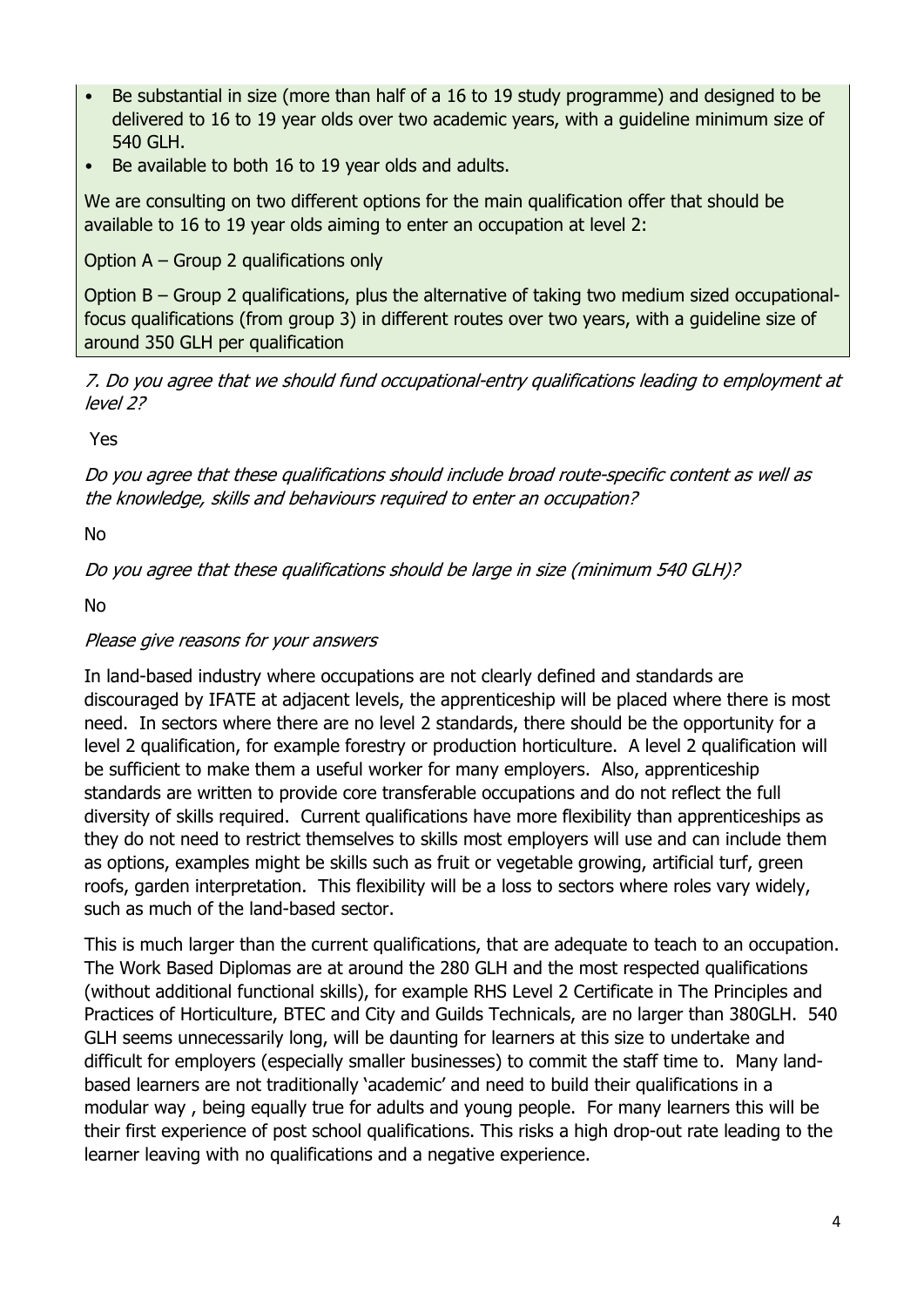- Be substantial in size (more than half of a 16 to 19 study programme) and designed to be delivered to 16 to 19 year olds over two academic years, with a guideline minimum size of 540 GLH.
- Be available to both 16 to 19 year olds and adults.

We are consulting on two different options for the main qualification offer that should be available to 16 to 19 year olds aiming to enter an occupation at level 2:

Option A – Group 2 qualifications only

Option B – Group 2 qualifications, plus the alternative of taking two medium sized occupational-focus qualifications (from group 3) in different routes over two years, with a guideline size of around 350 GLH per qualification

*7. Do you agree that we should fund occupational-entry qualifications leading to employment at level 2?*

Yes

*Do you agree that these qualifications should include broad route-specific content as well as the knowledge, skills and behaviours required to enter an occupation?*

No

*Do you agree that these qualifications should be large in size (minimum 540 GLH)?*

No

*Please give reasons for your answers*

In land-based industry where occupations are not clearly defined and standards are discouraged by IFATE at adjacent levels, the apprenticeship will be placed where there is most need. In sectors where there are no level 2 standards, there should be the opportunity for a level 2 qualification, for example forestry or production horticulture. A level 2 qualification will be sufficient to make them a useful worker for many employers. Also, apprenticeship standards are written to provide core transferable occupations and do not reflect the full diversity of skills required. Current qualifications have more flexibility than apprenticeships as they do not need to restrict themselves to skills most employers will use and can include them as options, examples might be skills such as fruit or vegetable growing, artificial turf, green roofs, garden interpretation. This flexibility will be a loss to sectors where roles vary widely, such as much of the land-based sector.

This is much larger than the current qualifications, that are adequate to teach to an occupation. The Work Based Diplomas are at around the 280 GLH and the most respected qualifications (without additional functional skills), for example RHS Level 2 Certificate in The Principles and Practices of Horticulture, BTEC and City and Guilds Technicals, are no larger than 380GLH. 540 GLH seems unnecessarily long, will be daunting for learners at this size to undertake and difficult for employers (especially smaller businesses) to commit the staff time to. Many land-based learners are not traditionally 'academic' and need to build their qualifications in a modular way , being equally true for adults and young people. For many learners this will be their first experience of post school qualifications. This risks a high drop-out rate leading to the learner leaving with no qualifications and a negative experience.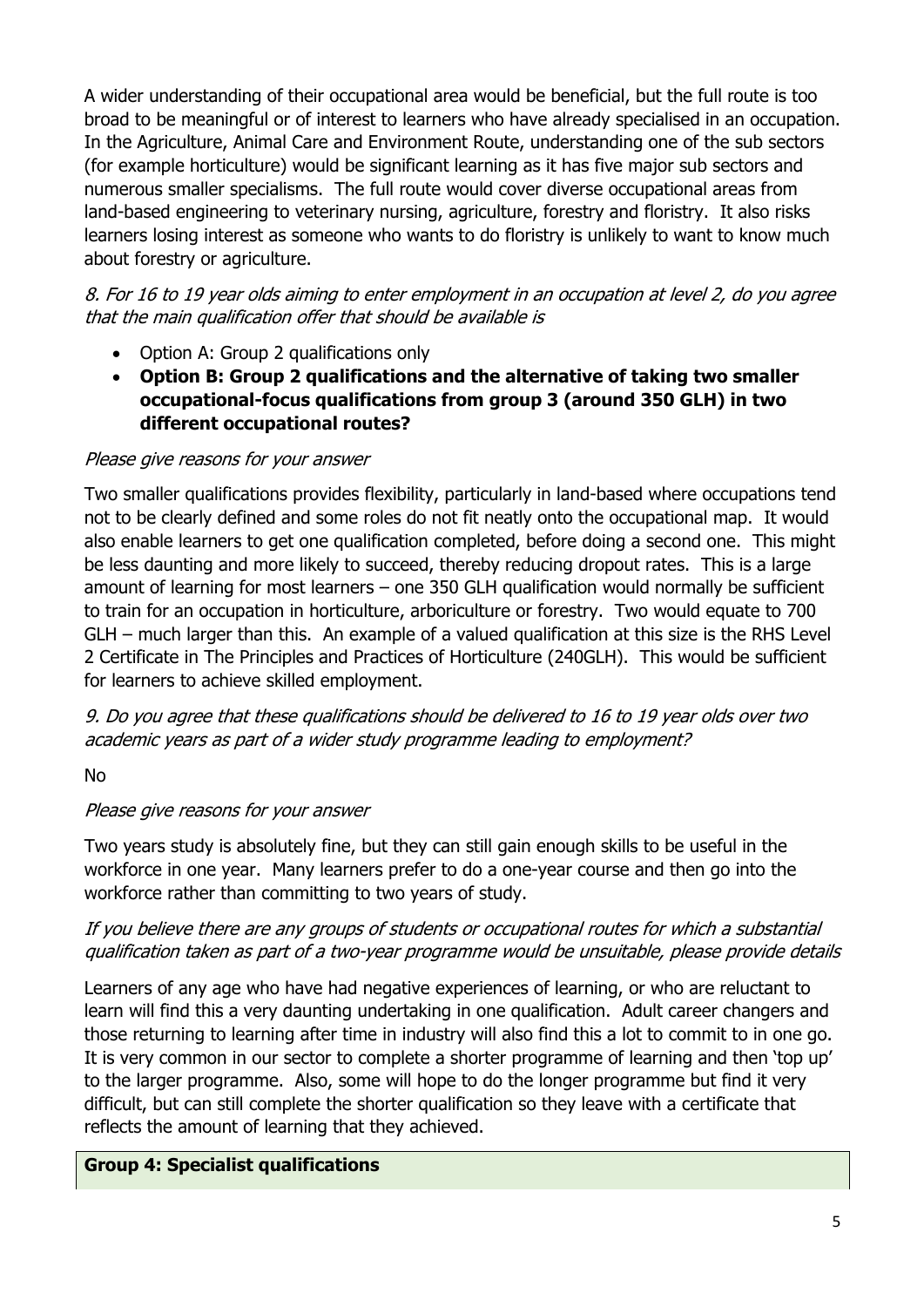A wider understanding of their occupational area would be beneficial, but the full route is too broad to be meaningful or of interest to learners who have already specialised in an occupation. In the Agriculture, Animal Care and Environment Route, understanding one of the sub sectors (for example horticulture) would be significant learning as it has five major sub sectors and numerous smaller specialisms. The full route would cover diverse occupational areas from land-based engineering to veterinary nursing, agriculture, forestry and floristry. It also risks learners losing interest as someone who wants to do floristry is unlikely to want to know much about forestry or agriculture.

*8. For 16 to 19 year olds aiming to enter employment in an occupation at level 2, do you agree that the main qualification offer that should be available is*

- Option A: Group 2 qualifications only
- **Option B: Group 2 qualifications and the alternative of taking two smaller occupational-focus qualifications from group 3 (around 350 GLH) in two different occupational routes?**

*Please give reasons for your answer*

Two smaller qualifications provides flexibility, particularly in land-based where occupations tend not to be clearly defined and some roles do not fit neatly onto the occupational map. It would also enable learners to get one qualification completed, before doing a second one. This might be less daunting and more likely to succeed, thereby reducing dropout rates. This is a large amount of learning for most learners – one 350 GLH qualification would normally be sufficient to train for an occupation in horticulture, arboriculture or forestry. Two would equate to 700 GLH – much larger than this. An example of a valued qualification at this size is the RHS Level 2 Certificate in The Principles and Practices of Horticulture (240GLH). This would be sufficient for learners to achieve skilled employment.

*9. Do you agree that these qualifications should be delivered to 16 to 19 year olds over two academic years as part of a wider study programme leading to employment?*

No

*Please give reasons for your answer*

Two years study is absolutely fine, but they can still gain enough skills to be useful in the workforce in one year. Many learners prefer to do a one-year course and then go into the workforce rather than committing to two years of study.

*If you believe there are any groups of students or occupational routes for which a substantial qualification taken as part of a two-year programme would be unsuitable, please provide details*

Learners of any age who have had negative experiences of learning, or who are reluctant to learn will find this a very daunting undertaking in one qualification. Adult career changers and those returning to learning after time in industry will also find this a lot to commit to in one go. It is very common in our sector to complete a shorter programme of learning and then 'top up' to the larger programme. Also, some will hope to do the longer programme but find it very difficult, but can still complete the shorter qualification so they leave with a certificate that reflects the amount of learning that they achieved.

**Group 4: Specialist qualifications**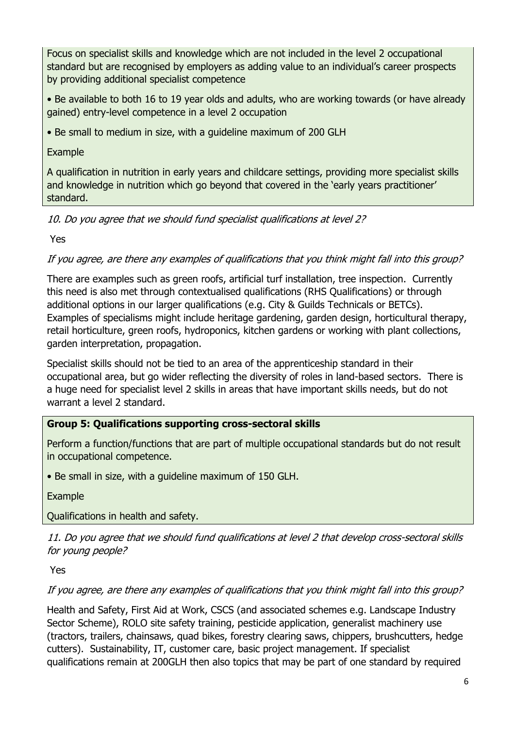Focus on specialist skills and knowledge which are not included in the level 2 occupational standard but are recognised by employers as adding value to an individual's career prospects by providing additional specialist competence

- Be available to both 16 to 19 year olds and adults, who are working towards (or have already gained) entry-level competence in a level 2 occupation
- Be small to medium in size, with a guideline maximum of 200 GLH

Example

A qualification in nutrition in early years and childcare settings, providing more specialist skills and knowledge in nutrition which go beyond that covered in the 'early years practitioner' standard.

*10. Do you agree that we should fund specialist qualifications at level 2?*

Yes

*If you agree, are there any examples of qualifications that you think might fall into this group?*

There are examples such as green roofs, artificial turf installation, tree inspection. Currently this need is also met through contextualised qualifications (RHS Qualifications) or through additional options in our larger qualifications (e.g. City & Guilds Technicals or BETCs). Examples of specialisms might include heritage gardening, garden design, horticultural therapy, retail horticulture, green roofs, hydroponics, kitchen gardens or working with plant collections, garden interpretation, propagation.

Specialist skills should not be tied to an area of the apprenticeship standard in their occupational area, but go wider reflecting the diversity of roles in land-based sectors. There is a huge need for specialist level 2 skills in areas that have important skills needs, but do not warrant a level 2 standard.

**Group 5: Qualifications supporting cross-sectoral skills**

Perform a function/functions that are part of multiple occupational standards but do not result in occupational competence.

- Be small in size, with a guideline maximum of 150 GLH.

Example

Qualifications in health and safety.

*11. Do you agree that we should fund qualifications at level 2 that develop cross-sectoral skills for young people?*

Yes

*If you agree, are there any examples of qualifications that you think might fall into this group?*

Health and Safety, First Aid at Work, CSCS (and associated schemes e.g. Landscape Industry Sector Scheme), ROLO site safety training, pesticide application, generalist machinery use (tractors, trailers, chainsaws, quad bikes, forestry clearing saws, chippers, brushcutters, hedge cutters). Sustainability, IT, customer care, basic project management. If specialist qualifications remain at 200GLH then also topics that may be part of one standard by required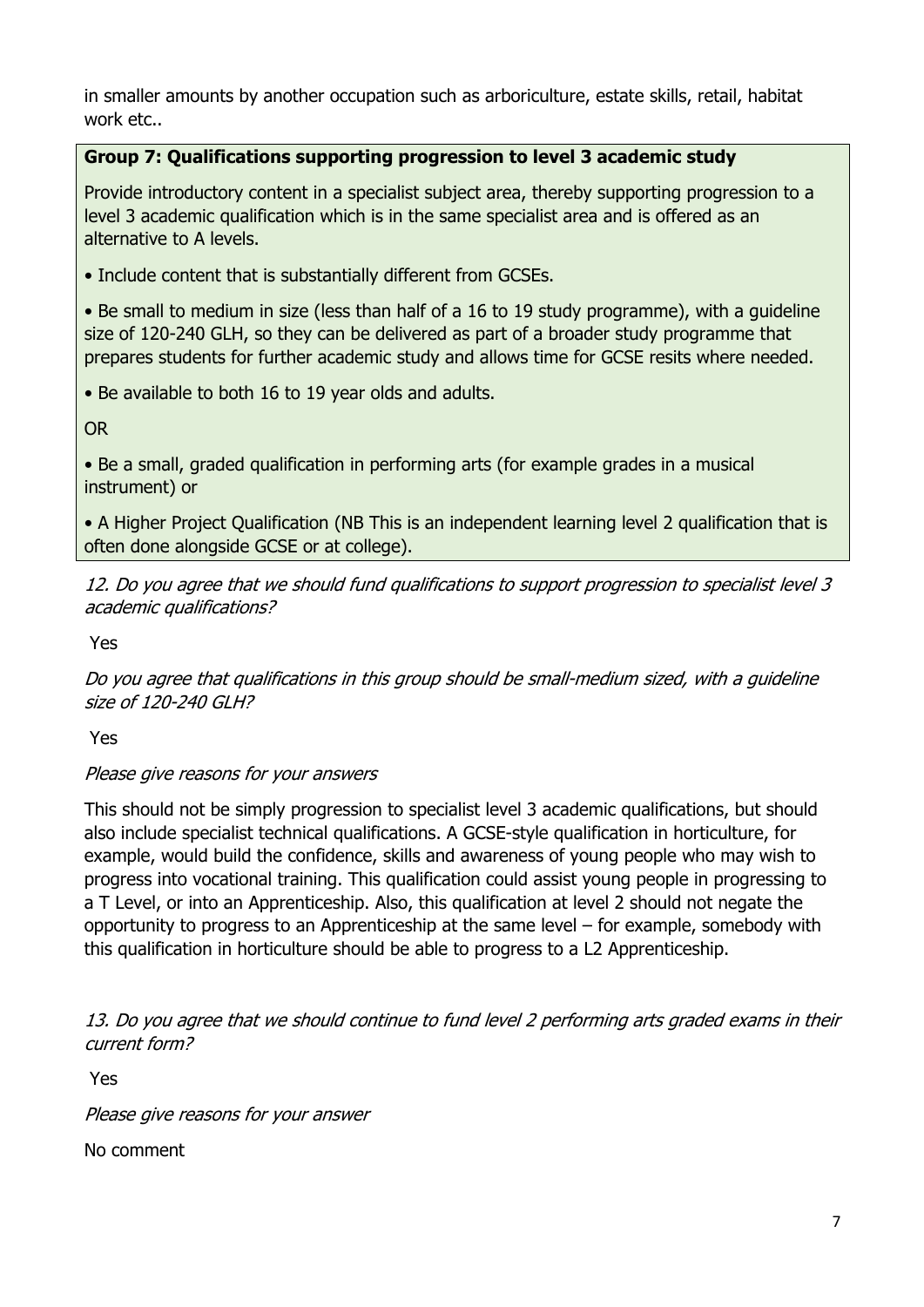in smaller amounts by another occupation such as arboriculture, estate skills, retail, habitat work etc..

**Group 7: Qualifications supporting progression to level 3 academic study**

Provide introductory content in a specialist subject area, thereby supporting progression to a level 3 academic qualification which is in the same specialist area and is offered as an alternative to A levels.

• Include content that is substantially different from GCSEs.

• Be small to medium in size (less than half of a 16 to 19 study programme), with a guideline size of 120-240 GLH, so they can be delivered as part of a broader study programme that prepares students for further academic study and allows time for GCSE resits where needed.

• Be available to both 16 to 19 year olds and adults.

OR

• Be a small, graded qualification in performing arts (for example grades in a musical instrument) or

• A Higher Project Qualification (NB This is an independent learning level 2 qualification that is often done alongside GCSE or at college).

*12. Do you agree that we should fund qualifications to support progression to specialist level 3 academic qualifications?*

Yes

*Do you agree that qualifications in this group should be small-medium sized, with a guideline size of 120-240 GLH?*

Yes

*Please give reasons for your answers*

This should not be simply progression to specialist level 3 academic qualifications, but should also include specialist technical qualifications. A GCSE-style qualification in horticulture, for example, would build the confidence, skills and awareness of young people who may wish to progress into vocational training. This qualification could assist young people in progressing to a T Level, or into an Apprenticeship. Also, this qualification at level 2 should not negate the opportunity to progress to an Apprenticeship at the same level – for example, somebody with this qualification in horticulture should be able to progress to a L2 Apprenticeship.

*13. Do you agree that we should continue to fund level 2 performing arts graded exams in their current form?*

Yes

*Please give reasons for your answer*

No comment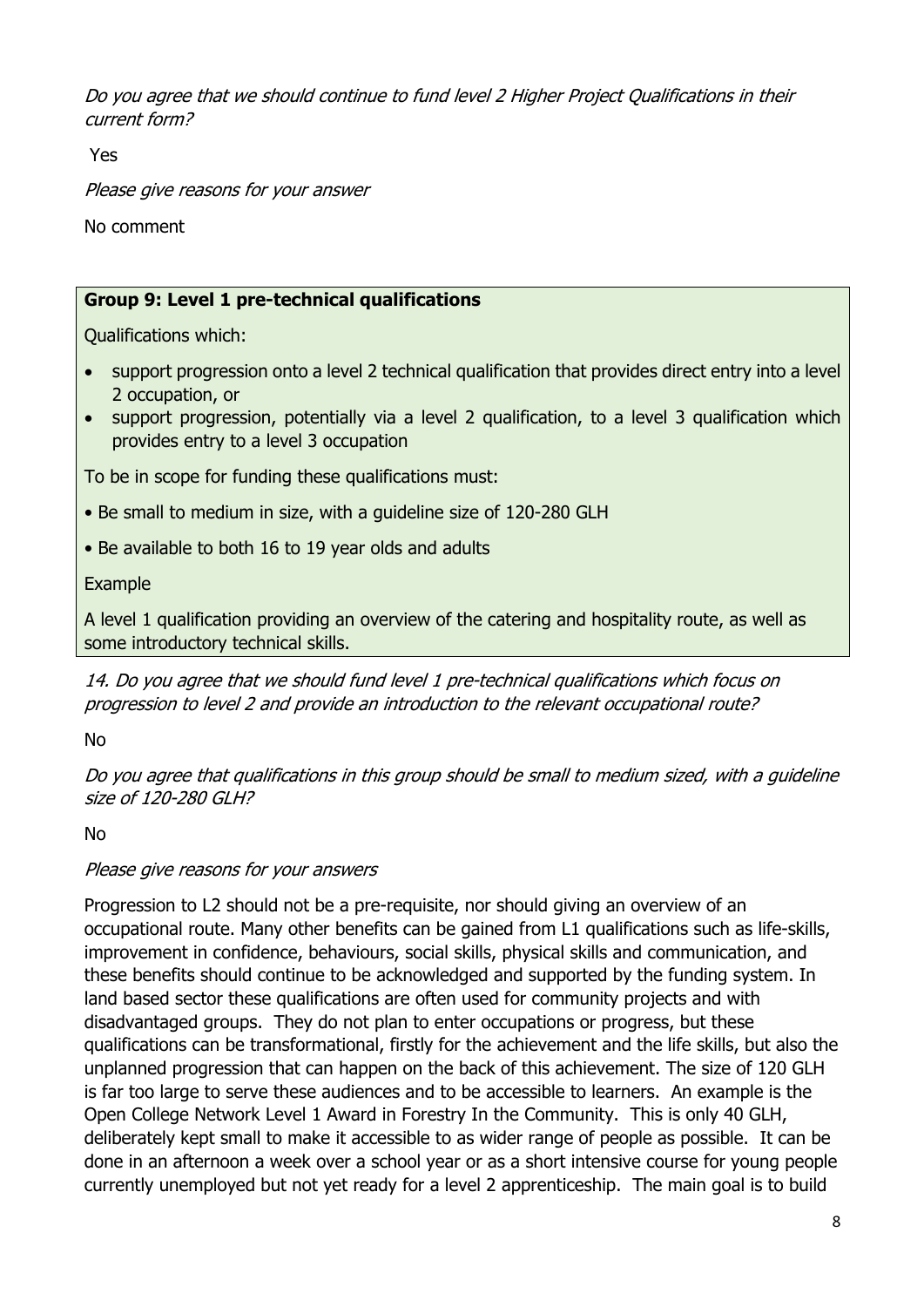*Do you agree that we should continue to fund level 2 Higher Project Qualifications in their current form?*

Yes

*Please give reasons for your answer*

No comment

**Group 9: Level 1 pre-technical qualifications**

Qualifications which:

- support progression onto a level 2 technical qualification that provides direct entry into a level 2 occupation, or
- support progression, potentially via a level 2 qualification, to a level 3 qualification which provides entry to a level 3 occupation

To be in scope for funding these qualifications must:

- Be small to medium in size, with a guideline size of 120-280 GLH
- Be available to both 16 to 19 year olds and adults

Example

A level 1 qualification providing an overview of the catering and hospitality route, as well as some introductory technical skills.

*14. Do you agree that we should fund level 1 pre-technical qualifications which focus on progression to level 2 and provide an introduction to the relevant occupational route?*

No

*Do you agree that qualifications in this group should be small to medium sized, with a guideline size of 120-280 GLH?*

No

*Please give reasons for your answers*

Progression to L2 should not be a pre-requisite, nor should giving an overview of an occupational route. Many other benefits can be gained from L1 qualifications such as life-skills, improvement in confidence, behaviours, social skills, physical skills and communication, and these benefits should continue to be acknowledged and supported by the funding system. In land based sector these qualifications are often used for community projects and with disadvantaged groups. They do not plan to enter occupations or progress, but these qualifications can be transformational, firstly for the achievement and the life skills, but also the unplanned progression that can happen on the back of this achievement. The size of 120 GLH is far too large to serve these audiences and to be accessible to learners. An example is the Open College Network Level 1 Award in Forestry In the Community. This is only 40 GLH, deliberately kept small to make it accessible to as wider range of people as possible. It can be done in an afternoon a week over a school year or as a short intensive course for young people currently unemployed but not yet ready for a level 2 apprenticeship. The main goal is to build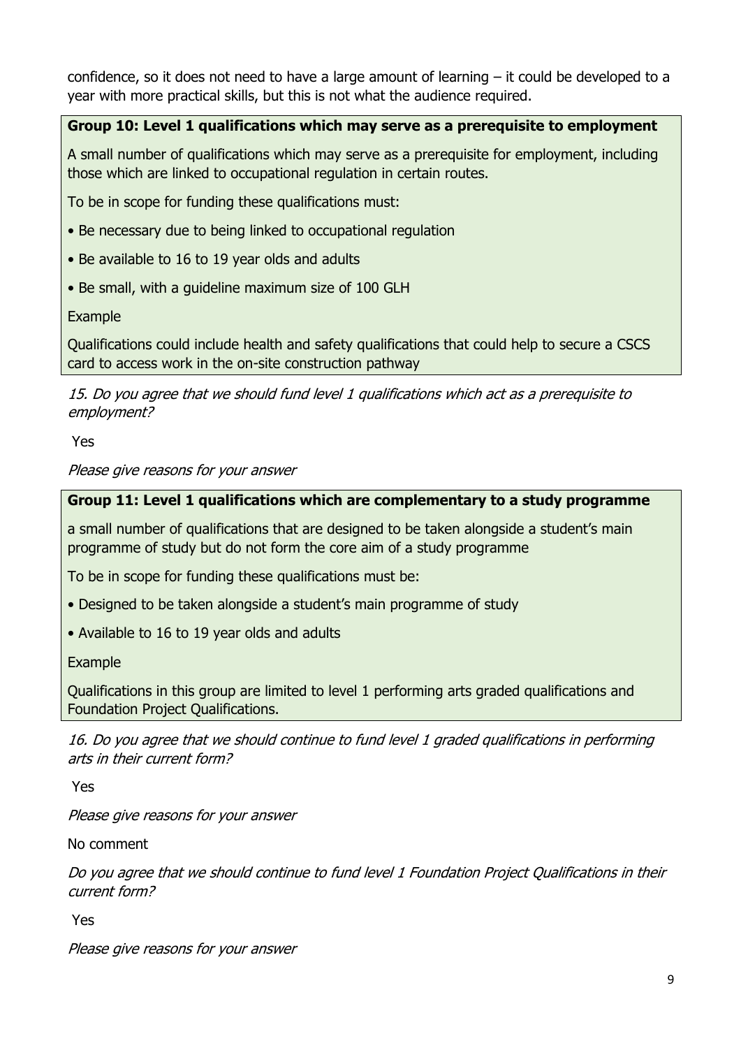confidence, so it does not need to have a large amount of learning – it could be developed to a year with more practical skills, but this is not what the audience required.

**Group 10: Level 1 qualifications which may serve as a prerequisite to employment**

A small number of qualifications which may serve as a prerequisite for employment, including those which are linked to occupational regulation in certain routes.

To be in scope for funding these qualifications must:

- Be necessary due to being linked to occupational regulation
- Be available to 16 to 19 year olds and adults
- Be small, with a guideline maximum size of 100 GLH

Example

Qualifications could include health and safety qualifications that could help to secure a CSCS card to access work in the on-site construction pathway

*15. Do you agree that we should fund level 1 qualifications which act as a prerequisite to employment?*

Yes

*Please give reasons for your answer*

**Group 11: Level 1 qualifications which are complementary to a study programme**

a small number of qualifications that are designed to be taken alongside a student's main programme of study but do not form the core aim of a study programme

To be in scope for funding these qualifications must be:

- Designed to be taken alongside a student's main programme of study
- Available to 16 to 19 year olds and adults

Example

Qualifications in this group are limited to level 1 performing arts graded qualifications and Foundation Project Qualifications.

*16. Do you agree that we should continue to fund level 1 graded qualifications in performing arts in their current form?*

Yes

*Please give reasons for your answer*

No comment

*Do you agree that we should continue to fund level 1 Foundation Project Qualifications in their current form?*

Yes

*Please give reasons for your answer*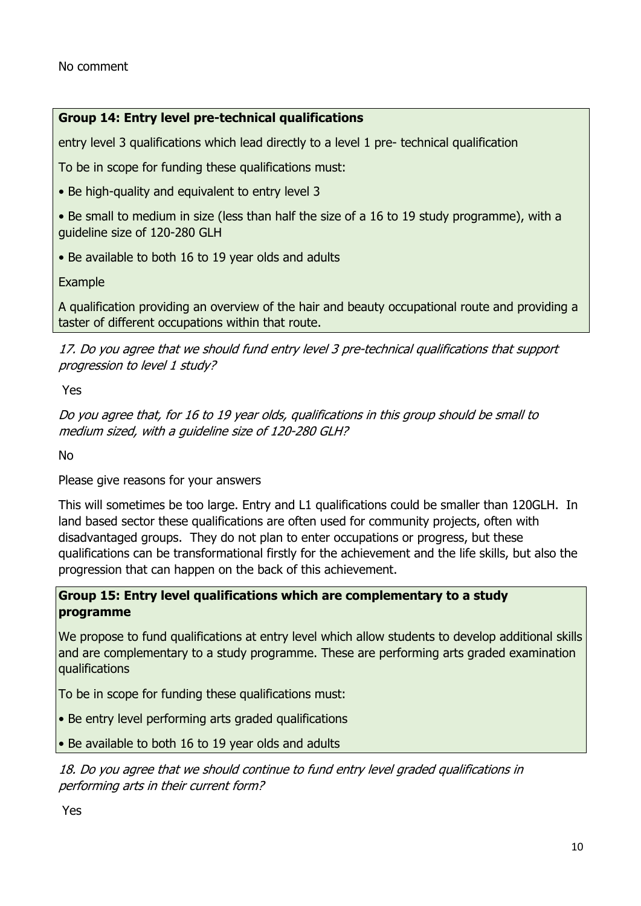No comment

**Group 14: Entry level pre-technical qualifications**

entry level 3 qualifications which lead directly to a level 1 pre- technical qualification

To be in scope for funding these qualifications must:

- Be high-quality and equivalent to entry level 3
- Be small to medium in size (less than half the size of a 16 to 19 study programme), with a guideline size of 120-280 GLH
- Be available to both 16 to 19 year olds and adults

Example

A qualification providing an overview of the hair and beauty occupational route and providing a taster of different occupations within that route.

*17. Do you agree that we should fund entry level 3 pre-technical qualifications that support progression to level 1 study?*

Yes

*Do you agree that, for 16 to 19 year olds, qualifications in this group should be small to medium sized, with a guideline size of 120-280 GLH?*

No

Please give reasons for your answers

This will sometimes be too large. Entry and L1 qualifications could be smaller than 120GLH. In land based sector these qualifications are often used for community projects, often with disadvantaged groups. They do not plan to enter occupations or progress, but these qualifications can be transformational firstly for the achievement and the life skills, but also the progression that can happen on the back of this achievement.

**Group 15: Entry level qualifications which are complementary to a study programme**

We propose to fund qualifications at entry level which allow students to develop additional skills and are complementary to a study programme. These are performing arts graded examination qualifications

To be in scope for funding these qualifications must:

- Be entry level performing arts graded qualifications
- Be available to both 16 to 19 year olds and adults

*18. Do you agree that we should continue to fund entry level graded qualifications in performing arts in their current form?*

Yes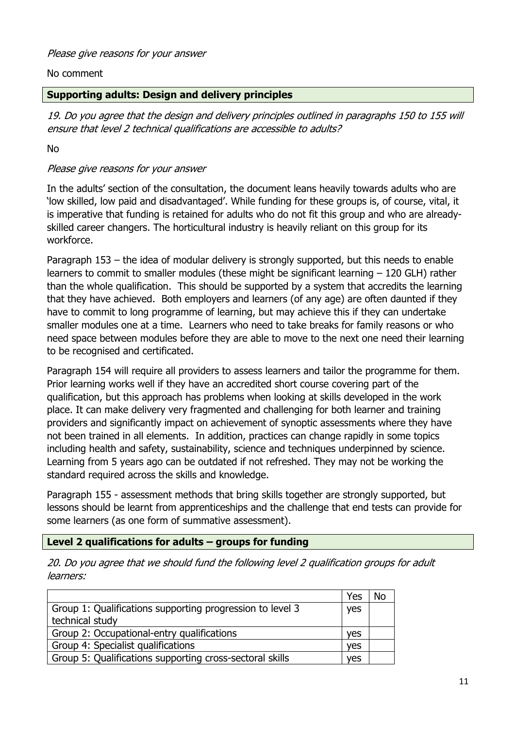*Please give reasons for your answer*

No comment

**Supporting adults: Design and delivery principles**

*19. Do you agree that the design and delivery principles outlined in paragraphs 150 to 155 will ensure that level 2 technical qualifications are accessible to adults?*

No

*Please give reasons for your answer*

In the adults' section of the consultation, the document leans heavily towards adults who are 'low skilled, low paid and disadvantaged'. While funding for these groups is, of course, vital, it is imperative that funding is retained for adults who do not fit this group and who are already-skilled career changers. The horticultural industry is heavily reliant on this group for its workforce.

Paragraph 153 – the idea of modular delivery is strongly supported, but this needs to enable learners to commit to smaller modules (these might be significant learning – 120 GLH) rather than the whole qualification. This should be supported by a system that accredits the learning that they have achieved. Both employers and learners (of any age) are often daunted if they have to commit to long programme of learning, but may achieve this if they can undertake smaller modules one at a time. Learners who need to take breaks for family reasons or who need space between modules before they are able to move to the next one need their learning to be recognised and certificated.

Paragraph 154 will require all providers to assess learners and tailor the programme for them. Prior learning works well if they have an accredited short course covering part of the qualification, but this approach has problems when looking at skills developed in the work place. It can make delivery very fragmented and challenging for both learner and training providers and significantly impact on achievement of synoptic assessments where they have not been trained in all elements. In addition, practices can change rapidly in some topics including health and safety, sustainability, science and techniques underpinned by science. Learning from 5 years ago can be outdated if not refreshed. They may not be working the standard required across the skills and knowledge.

Paragraph 155 - assessment methods that bring skills together are strongly supported, but lessons should be learnt from apprenticeships and the challenge that end tests can provide for some learners (as one form of summative assessment).

**Level 2 qualifications for adults – groups for funding**

*20. Do you agree that we should fund the following level 2 qualification groups for adult learners:*

| | Yes | No |
|---|---|---|
| Group 1: Qualifications supporting progression to level 3 technical study | yes | |
| Group 2: Occupational-entry qualifications | yes | |
| Group 4: Specialist qualifications | yes | |
| Group 5: Qualifications supporting cross-sectoral skills | yes | |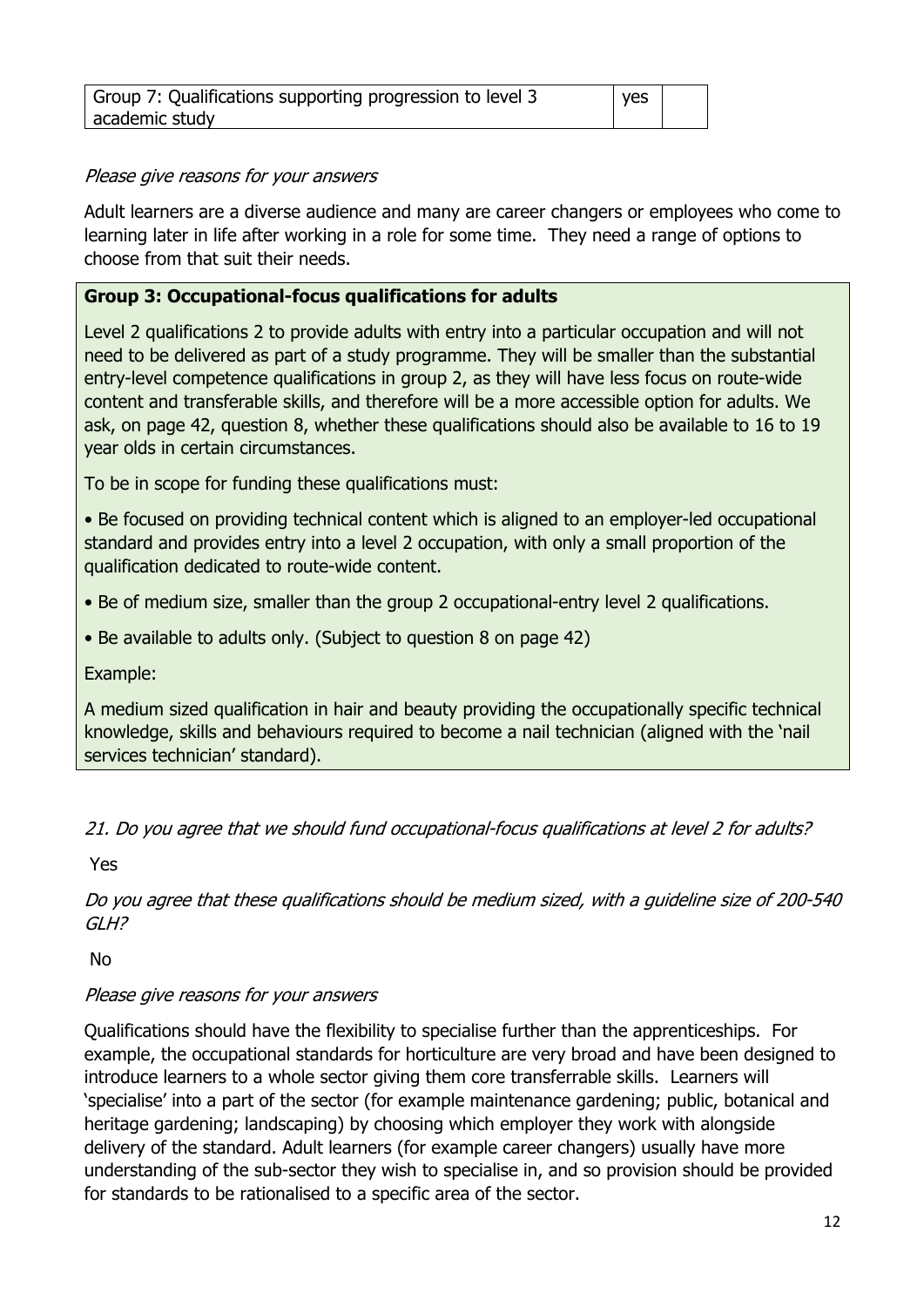| Group 7: Qualifications supporting progression to level 3 academic study | yes | |
|---|---|---|

*Please give reasons for your answers*

Adult learners are a diverse audience and many are career changers or employees who come to learning later in life after working in a role for some time. They need a range of options to choose from that suit their needs.

**Group 3: Occupational-focus qualifications for adults**

Level 2 qualifications 2 to provide adults with entry into a particular occupation and will not need to be delivered as part of a study programme. They will be smaller than the substantial entry-level competence qualifications in group 2, as they will have less focus on route-wide content and transferable skills, and therefore will be a more accessible option for adults. We ask, on page 42, question 8, whether these qualifications should also be available to 16 to 19 year olds in certain circumstances.

To be in scope for funding these qualifications must:

- Be focused on providing technical content which is aligned to an employer-led occupational standard and provides entry into a level 2 occupation, with only a small proportion of the qualification dedicated to route-wide content.
- Be of medium size, smaller than the group 2 occupational-entry level 2 qualifications.
- Be available to adults only. (Subject to question 8 on page 42)

Example:

A medium sized qualification in hair and beauty providing the occupationally specific technical knowledge, skills and behaviours required to become a nail technician (aligned with the 'nail services technician' standard).

*21. Do you agree that we should fund occupational-focus qualifications at level 2 for adults?*

Yes

*Do you agree that these qualifications should be medium sized, with a guideline size of 200-540 GLH?*

No

*Please give reasons for your answers*

Qualifications should have the flexibility to specialise further than the apprenticeships. For example, the occupational standards for horticulture are very broad and have been designed to introduce learners to a whole sector giving them core transferrable skills. Learners will 'specialise' into a part of the sector (for example maintenance gardening; public, botanical and heritage gardening; landscaping) by choosing which employer they work with alongside delivery of the standard. Adult learners (for example career changers) usually have more understanding of the sub-sector they wish to specialise in, and so provision should be provided for standards to be rationalised to a specific area of the sector.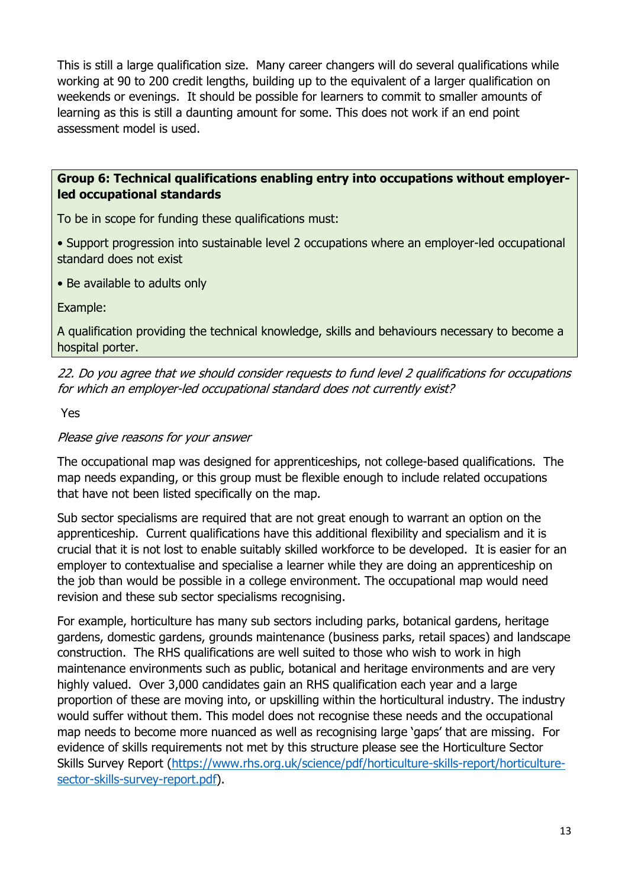This is still a large qualification size. Many career changers will do several qualifications while working at 90 to 200 credit lengths, building up to the equivalent of a larger qualification on weekends or evenings. It should be possible for learners to commit to smaller amounts of learning as this is still a daunting amount for some. This does not work if an end point assessment model is used.

**Group 6: Technical qualifications enabling entry into occupations without employer-led occupational standards**

To be in scope for funding these qualifications must:

- Support progression into sustainable level 2 occupations where an employer-led occupational standard does not exist
- Be available to adults only

Example:

A qualification providing the technical knowledge, skills and behaviours necessary to become a hospital porter.

*22. Do you agree that we should consider requests to fund level 2 qualifications for occupations for which an employer-led occupational standard does not currently exist?*

Yes

*Please give reasons for your answer*

The occupational map was designed for apprenticeships, not college-based qualifications. The map needs expanding, or this group must be flexible enough to include related occupations that have not been listed specifically on the map.

Sub sector specialisms are required that are not great enough to warrant an option on the apprenticeship. Current qualifications have this additional flexibility and specialism and it is crucial that it is not lost to enable suitably skilled workforce to be developed. It is easier for an employer to contextualise and specialise a learner while they are doing an apprenticeship on the job than would be possible in a college environment. The occupational map would need revision and these sub sector specialisms recognising.

For example, horticulture has many sub sectors including parks, botanical gardens, heritage gardens, domestic gardens, grounds maintenance (business parks, retail spaces) and landscape construction. The RHS qualifications are well suited to those who wish to work in high maintenance environments such as public, botanical and heritage environments and are very highly valued. Over 3,000 candidates gain an RHS qualification each year and a large proportion of these are moving into, or upskilling within the horticultural industry. The industry would suffer without them. This model does not recognise these needs and the occupational map needs to become more nuanced as well as recognising large 'gaps' that are missing. For evidence of skills requirements not met by this structure please see the Horticulture Sector Skills Survey Report ([https://www.rhs.org.uk/science/pdf/horticulture-skills-report/horticulture-sector-skills-survey-report.pdf](https://www.rhs.org.uk/science/pdf/horticulture-skills-report/horticulture-sector-skills-survey-report.pdf)).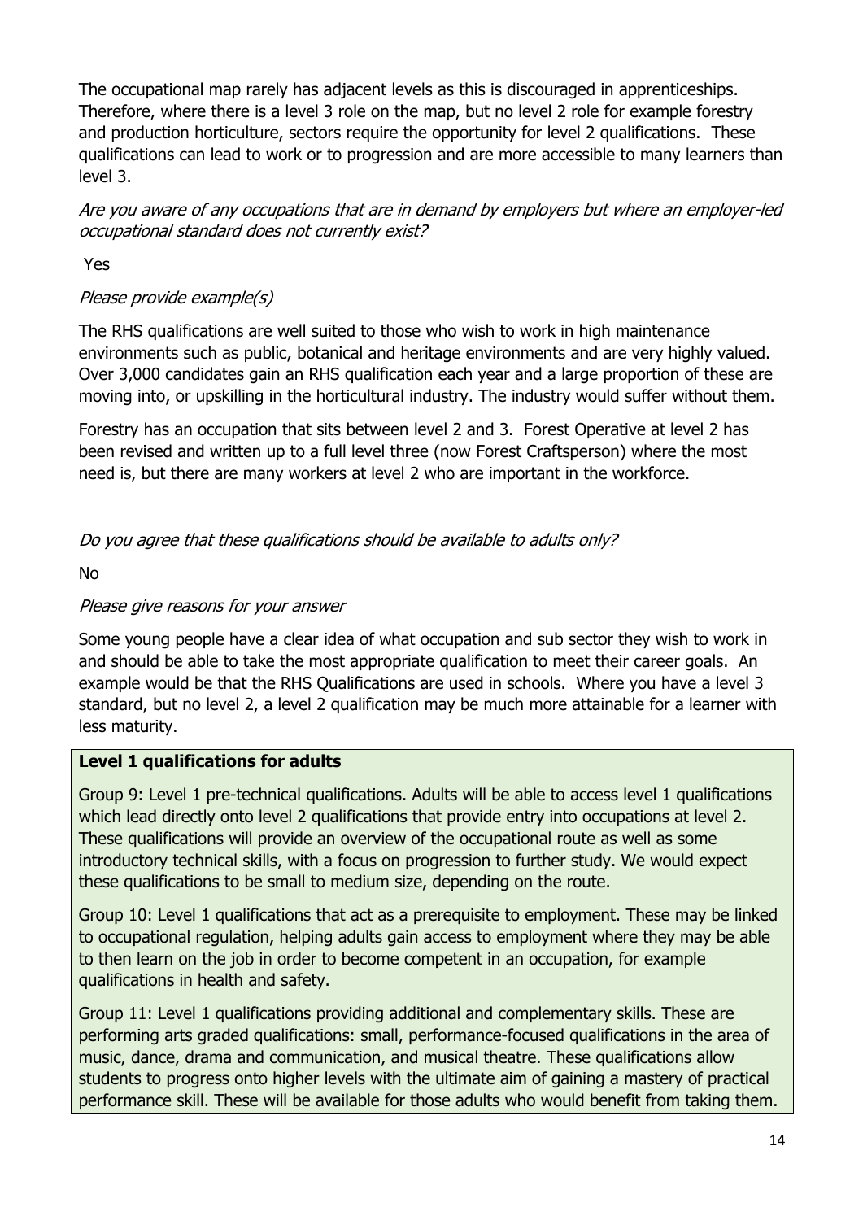The occupational map rarely has adjacent levels as this is discouraged in apprenticeships. Therefore, where there is a level 3 role on the map, but no level 2 role for example forestry and production horticulture, sectors require the opportunity for level 2 qualifications. These qualifications can lead to work or to progression and are more accessible to many learners than level 3.

*Are you aware of any occupations that are in demand by employers but where an employer-led occupational standard does not currently exist?*

Yes

*Please provide example(s)*

The RHS qualifications are well suited to those who wish to work in high maintenance environments such as public, botanical and heritage environments and are very highly valued. Over 3,000 candidates gain an RHS qualification each year and a large proportion of these are moving into, or upskilling in the horticultural industry. The industry would suffer without them.

Forestry has an occupation that sits between level 2 and 3. Forest Operative at level 2 has been revised and written up to a full level three (now Forest Craftsperson) where the most need is, but there are many workers at level 2 who are important in the workforce.

*Do you agree that these qualifications should be available to adults only?*

No

*Please give reasons for your answer*

Some young people have a clear idea of what occupation and sub sector they wish to work in and should be able to take the most appropriate qualification to meet their career goals. An example would be that the RHS Qualifications are used in schools. Where you have a level 3 standard, but no level 2, a level 2 qualification may be much more attainable for a learner with less maturity.

**Level 1 qualifications for adults**

Group 9: Level 1 pre-technical qualifications. Adults will be able to access level 1 qualifications which lead directly onto level 2 qualifications that provide entry into occupations at level 2. These qualifications will provide an overview of the occupational route as well as some introductory technical skills, with a focus on progression to further study. We would expect these qualifications to be small to medium size, depending on the route.

Group 10: Level 1 qualifications that act as a prerequisite to employment. These may be linked to occupational regulation, helping adults gain access to employment where they may be able to then learn on the job in order to become competent in an occupation, for example qualifications in health and safety.

Group 11: Level 1 qualifications providing additional and complementary skills. These are performing arts graded qualifications: small, performance-focused qualifications in the area of music, dance, drama and communication, and musical theatre. These qualifications allow students to progress onto higher levels with the ultimate aim of gaining a mastery of practical performance skill. These will be available for those adults who would benefit from taking them.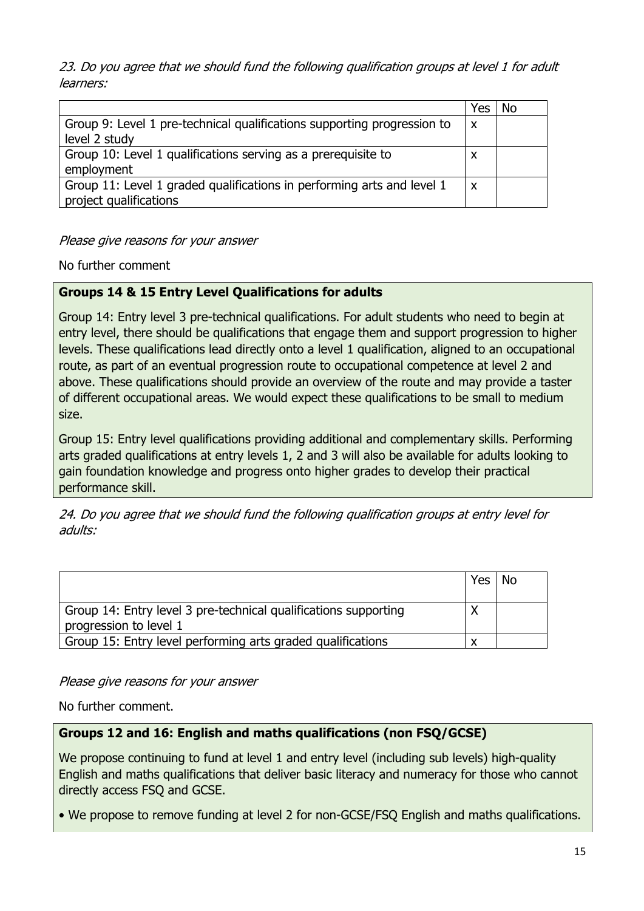*23. Do you agree that we should fund the following qualification groups at level 1 for adult learners:*

| | Yes | No |
|---|---|---|
| Group 9: Level 1 pre-technical qualifications supporting progression to level 2 study | x | |
| Group 10: Level 1 qualifications serving as a prerequisite to employment | x | |
| Group 11: Level 1 graded qualifications in performing arts and level 1 project qualifications | x | |

*Please give reasons for your answer*

No further comment

**Groups 14 & 15 Entry Level Qualifications for adults**

Group 14: Entry level 3 pre-technical qualifications. For adult students who need to begin at entry level, there should be qualifications that engage them and support progression to higher levels. These qualifications lead directly onto a level 1 qualification, aligned to an occupational route, as part of an eventual progression route to occupational competence at level 2 and above. These qualifications should provide an overview of the route and may provide a taster of different occupational areas. We would expect these qualifications to be small to medium size.

Group 15: Entry level qualifications providing additional and complementary skills. Performing arts graded qualifications at entry levels 1, 2 and 3 will also be available for adults looking to gain foundation knowledge and progress onto higher grades to develop their practical performance skill.

*24. Do you agree that we should fund the following qualification groups at entry level for adults:*

| | Yes | No |
|---|---|---|
| Group 14: Entry level 3 pre-technical qualifications supporting progression to level 1 | X | |
| Group 15: Entry level performing arts graded qualifications | x | |

*Please give reasons for your answer*

No further comment.

**Groups 12 and 16: English and maths qualifications (non FSQ/GCSE)**

We propose continuing to fund at level 1 and entry level (including sub levels) high-quality English and maths qualifications that deliver basic literacy and numeracy for those who cannot directly access FSQ and GCSE.

- We propose to remove funding at level 2 for non-GCSE/FSQ English and maths qualifications.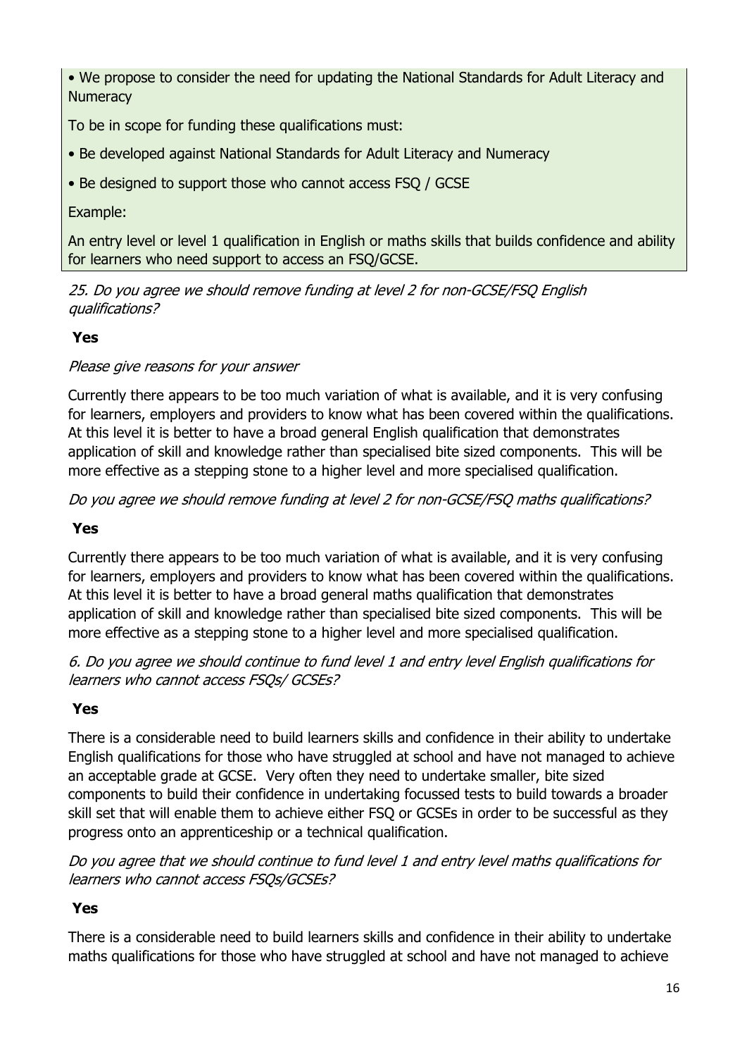• We propose to consider the need for updating the National Standards for Adult Literacy and Numeracy

To be in scope for funding these qualifications must:

• Be developed against National Standards for Adult Literacy and Numeracy

• Be designed to support those who cannot access FSQ / GCSE

Example:

An entry level or level 1 qualification in English or maths skills that builds confidence and ability for learners who need support to access an FSQ/GCSE.

*25. Do you agree we should remove funding at level 2 for non-GCSE/FSQ English qualifications?*

**Yes**

*Please give reasons for your answer*

Currently there appears to be too much variation of what is available, and it is very confusing for learners, employers and providers to know what has been covered within the qualifications. At this level it is better to have a broad general English qualification that demonstrates application of skill and knowledge rather than specialised bite sized components. This will be more effective as a stepping stone to a higher level and more specialised qualification.

*Do you agree we should remove funding at level 2 for non-GCSE/FSQ maths qualifications?*

**Yes**

Currently there appears to be too much variation of what is available, and it is very confusing for learners, employers and providers to know what has been covered within the qualifications. At this level it is better to have a broad general maths qualification that demonstrates application of skill and knowledge rather than specialised bite sized components. This will be more effective as a stepping stone to a higher level and more specialised qualification.

*6. Do you agree we should continue to fund level 1 and entry level English qualifications for learners who cannot access FSQs/ GCSEs?*

**Yes**

There is a considerable need to build learners skills and confidence in their ability to undertake English qualifications for those who have struggled at school and have not managed to achieve an acceptable grade at GCSE. Very often they need to undertake smaller, bite sized components to build their confidence in undertaking focussed tests to build towards a broader skill set that will enable them to achieve either FSQ or GCSEs in order to be successful as they progress onto an apprenticeship or a technical qualification.

*Do you agree that we should continue to fund level 1 and entry level maths qualifications for learners who cannot access FSQs/GCSEs?*

**Yes**

There is a considerable need to build learners skills and confidence in their ability to undertake maths qualifications for those who have struggled at school and have not managed to achieve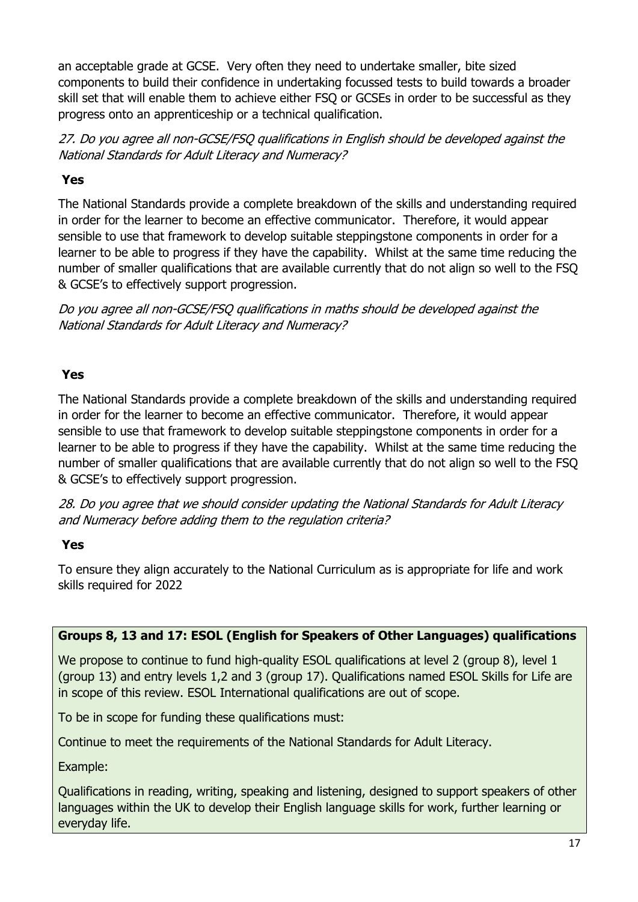an acceptable grade at GCSE. Very often they need to undertake smaller, bite sized components to build their confidence in undertaking focussed tests to build towards a broader skill set that will enable them to achieve either FSQ or GCSEs in order to be successful as they progress onto an apprenticeship or a technical qualification.

*27. Do you agree all non-GCSE/FSQ qualifications in English should be developed against the National Standards for Adult Literacy and Numeracy?*

**Yes**

The National Standards provide a complete breakdown of the skills and understanding required in order for the learner to become an effective communicator. Therefore, it would appear sensible to use that framework to develop suitable steppingstone components in order for a learner to be able to progress if they have the capability. Whilst at the same time reducing the number of smaller qualifications that are available currently that do not align so well to the FSQ & GCSE's to effectively support progression.

*Do you agree all non-GCSE/FSQ qualifications in maths should be developed against the National Standards for Adult Literacy and Numeracy?*

**Yes**

The National Standards provide a complete breakdown of the skills and understanding required in order for the learner to become an effective communicator. Therefore, it would appear sensible to use that framework to develop suitable steppingstone components in order for a learner to be able to progress if they have the capability. Whilst at the same time reducing the number of smaller qualifications that are available currently that do not align so well to the FSQ & GCSE's to effectively support progression.

*28. Do you agree that we should consider updating the National Standards for Adult Literacy and Numeracy before adding them to the regulation criteria?*

**Yes**

To ensure they align accurately to the National Curriculum as is appropriate for life and work skills required for 2022

**Groups 8, 13 and 17: ESOL (English for Speakers of Other Languages) qualifications**

We propose to continue to fund high-quality ESOL qualifications at level 2 (group 8), level 1 (group 13) and entry levels 1,2 and 3 (group 17). Qualifications named ESOL Skills for Life are in scope of this review. ESOL International qualifications are out of scope.

To be in scope for funding these qualifications must:

Continue to meet the requirements of the National Standards for Adult Literacy.

Example:

Qualifications in reading, writing, speaking and listening, designed to support speakers of other languages within the UK to develop their English language skills for work, further learning or everyday life.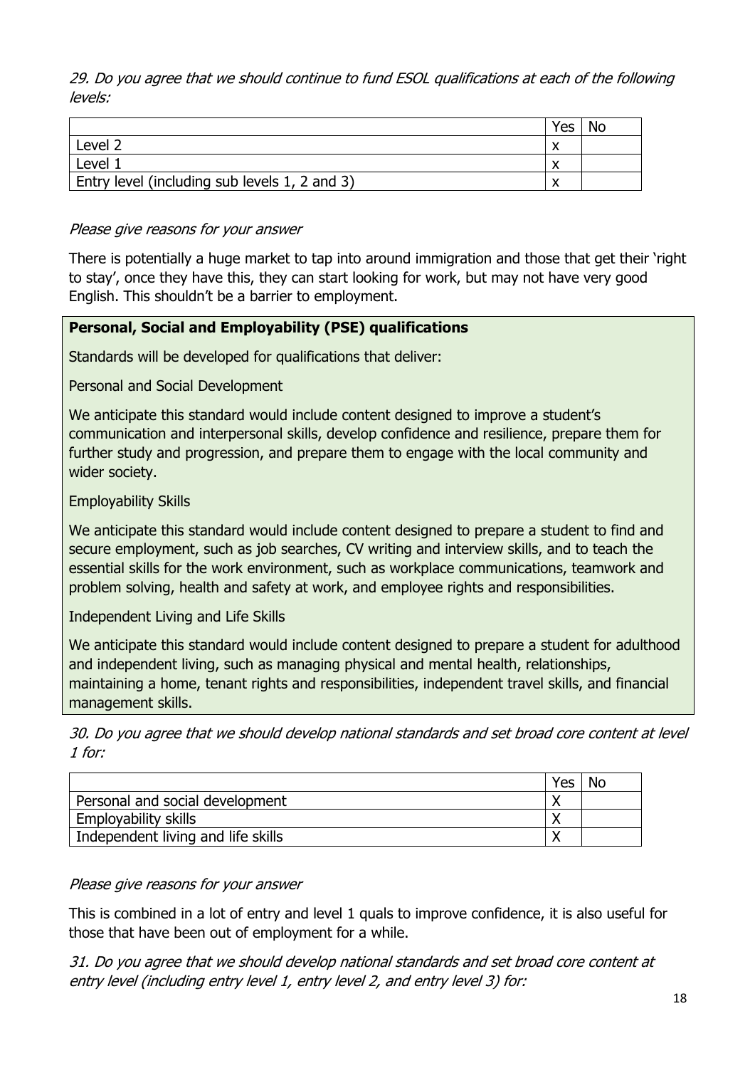*29. Do you agree that we should continue to fund ESOL qualifications at each of the following levels:*

| | Yes | No |
|---|---|---|
| Level 2 | x | |
| Level 1 | x | |
| Entry level (including sub levels 1, 2 and 3) | x | |

*Please give reasons for your answer*

There is potentially a huge market to tap into around immigration and those that get their 'right to stay', once they have this, they can start looking for work, but may not have very good English. This shouldn't be a barrier to employment.

**Personal, Social and Employability (PSE) qualifications**

Standards will be developed for qualifications that deliver:

Personal and Social Development

We anticipate this standard would include content designed to improve a student's communication and interpersonal skills, develop confidence and resilience, prepare them for further study and progression, and prepare them to engage with the local community and wider society.

Employability Skills

We anticipate this standard would include content designed to prepare a student to find and secure employment, such as job searches, CV writing and interview skills, and to teach the essential skills for the work environment, such as workplace communications, teamwork and problem solving, health and safety at work, and employee rights and responsibilities.

Independent Living and Life Skills

We anticipate this standard would include content designed to prepare a student for adulthood and independent living, such as managing physical and mental health, relationships, maintaining a home, tenant rights and responsibilities, independent travel skills, and financial management skills.

*30. Do you agree that we should develop national standards and set broad core content at level 1 for:*

| | Yes | No |
|---|---|---|
| Personal and social development | X | |
| Employability skills | X | |
| Independent living and life skills | X | |

*Please give reasons for your answer*

This is combined in a lot of entry and level 1 quals to improve confidence, it is also useful for those that have been out of employment for a while.

*31. Do you agree that we should develop national standards and set broad core content at entry level (including entry level 1, entry level 2, and entry level 3) for:*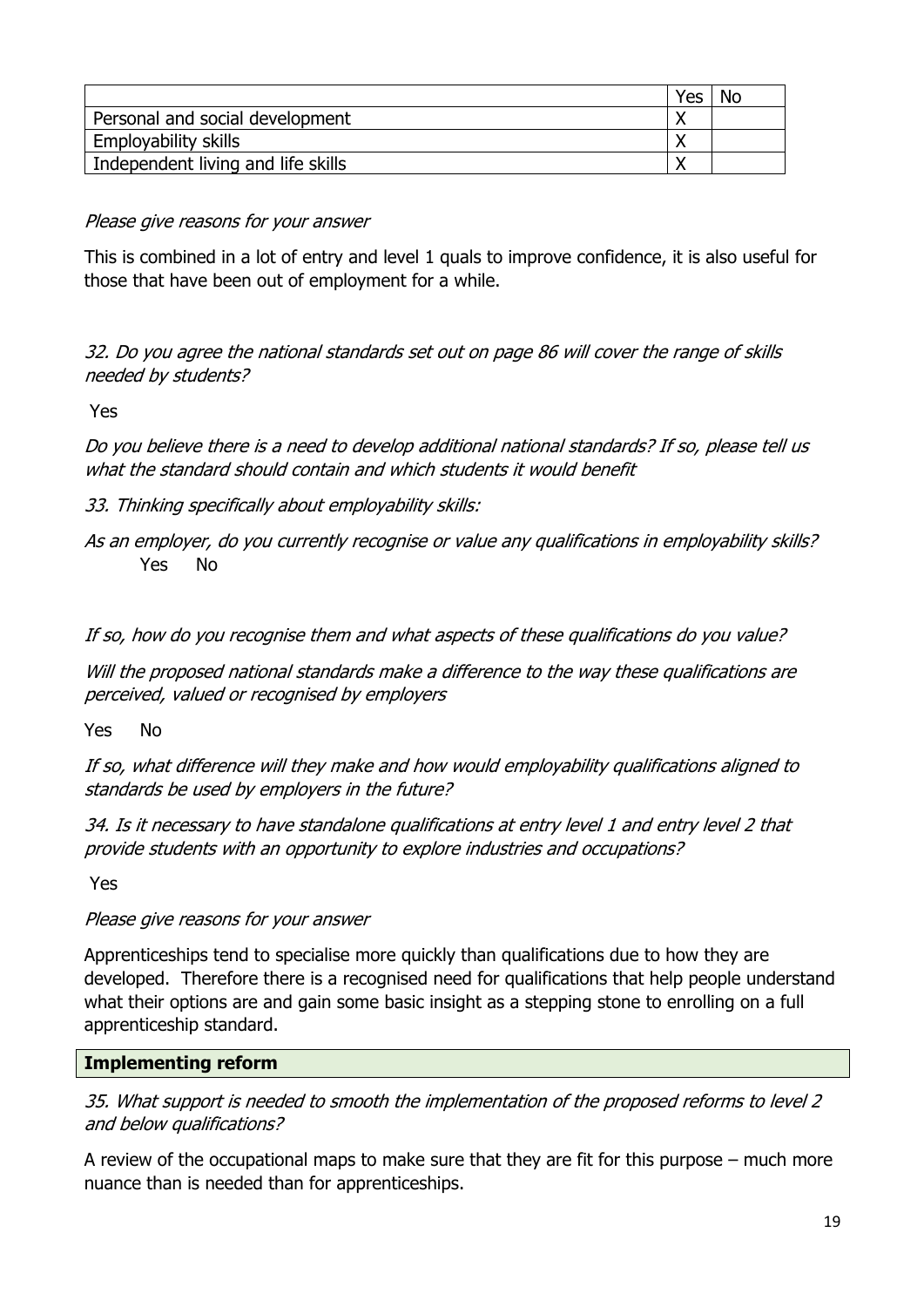| | Yes | No |
|---|---|---|
| Personal and social development | X | |
| Employability skills | X | |
| Independent living and life skills | X | |

*Please give reasons for your answer*

This is combined in a lot of entry and level 1 quals to improve confidence, it is also useful for those that have been out of employment for a while.

*32. Do you agree the national standards set out on page 86 will cover the range of skills needed by students?*

Yes

*Do you believe there is a need to develop additional national standards? If so, please tell us what the standard should contain and which students it would benefit*

*33. Thinking specifically about employability skills:*

*As an employer, do you currently recognise or value any qualifications in employability skills?*
Yes No

*If so, how do you recognise them and what aspects of these qualifications do you value?*

*Will the proposed national standards make a difference to the way these qualifications are perceived, valued or recognised by employers*

Yes No

*If so, what difference will they make and how would employability qualifications aligned to standards be used by employers in the future?*

*34. Is it necessary to have standalone qualifications at entry level 1 and entry level 2 that provide students with an opportunity to explore industries and occupations?*

Yes

*Please give reasons for your answer*

Apprenticeships tend to specialise more quickly than qualifications due to how they are developed. Therefore there is a recognised need for qualifications that help people understand what their options are and gain some basic insight as a stepping stone to enrolling on a full apprenticeship standard.

**Implementing reform**

*35. What support is needed to smooth the implementation of the proposed reforms to level 2 and below qualifications?*

A review of the occupational maps to make sure that they are fit for this purpose – much more nuance than is needed than for apprenticeships.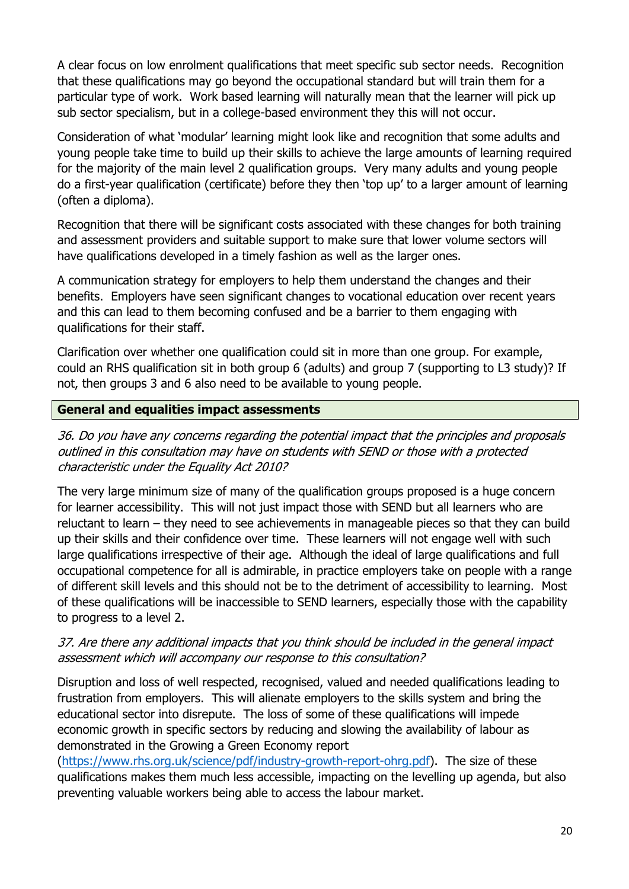A clear focus on low enrolment qualifications that meet specific sub sector needs. Recognition that these qualifications may go beyond the occupational standard but will train them for a particular type of work. Work based learning will naturally mean that the learner will pick up sub sector specialism, but in a college-based environment they this will not occur.

Consideration of what 'modular' learning might look like and recognition that some adults and young people take time to build up their skills to achieve the large amounts of learning required for the majority of the main level 2 qualification groups. Very many adults and young people do a first-year qualification (certificate) before they then 'top up' to a larger amount of learning (often a diploma).

Recognition that there will be significant costs associated with these changes for both training and assessment providers and suitable support to make sure that lower volume sectors will have qualifications developed in a timely fashion as well as the larger ones.

A communication strategy for employers to help them understand the changes and their benefits. Employers have seen significant changes to vocational education over recent years and this can lead to them becoming confused and be a barrier to them engaging with qualifications for their staff.

Clarification over whether one qualification could sit in more than one group. For example, could an RHS qualification sit in both group 6 (adults) and group 7 (supporting to L3 study)? If not, then groups 3 and 6 also need to be available to young people.

## General and equalities impact assessments

*36. Do you have any concerns regarding the potential impact that the principles and proposals outlined in this consultation may have on students with SEND or those with a protected characteristic under the Equality Act 2010?*

The very large minimum size of many of the qualification groups proposed is a huge concern for learner accessibility. This will not just impact those with SEND but all learners who are reluctant to learn – they need to see achievements in manageable pieces so that they can build up their skills and their confidence over time. These learners will not engage well with such large qualifications irrespective of their age. Although the ideal of large qualifications and full occupational competence for all is admirable, in practice employers take on people with a range of different skill levels and this should not be to the detriment of accessibility to learning. Most of these qualifications will be inaccessible to SEND learners, especially those with the capability to progress to a level 2.

*37. Are there any additional impacts that you think should be included in the general impact assessment which will accompany our response to this consultation?*

Disruption and loss of well respected, recognised, valued and needed qualifications leading to frustration from employers. This will alienate employers to the skills system and bring the educational sector into disrepute. The loss of some of these qualifications will impede economic growth in specific sectors by reducing and slowing the availability of labour as demonstrated in the Growing a Green Economy report (https://www.rhs.org.uk/science/pdf/industry-growth-report-ohrg.pdf). The size of these qualifications makes them much less accessible, impacting on the levelling up agenda, but also preventing valuable workers being able to access the labour market.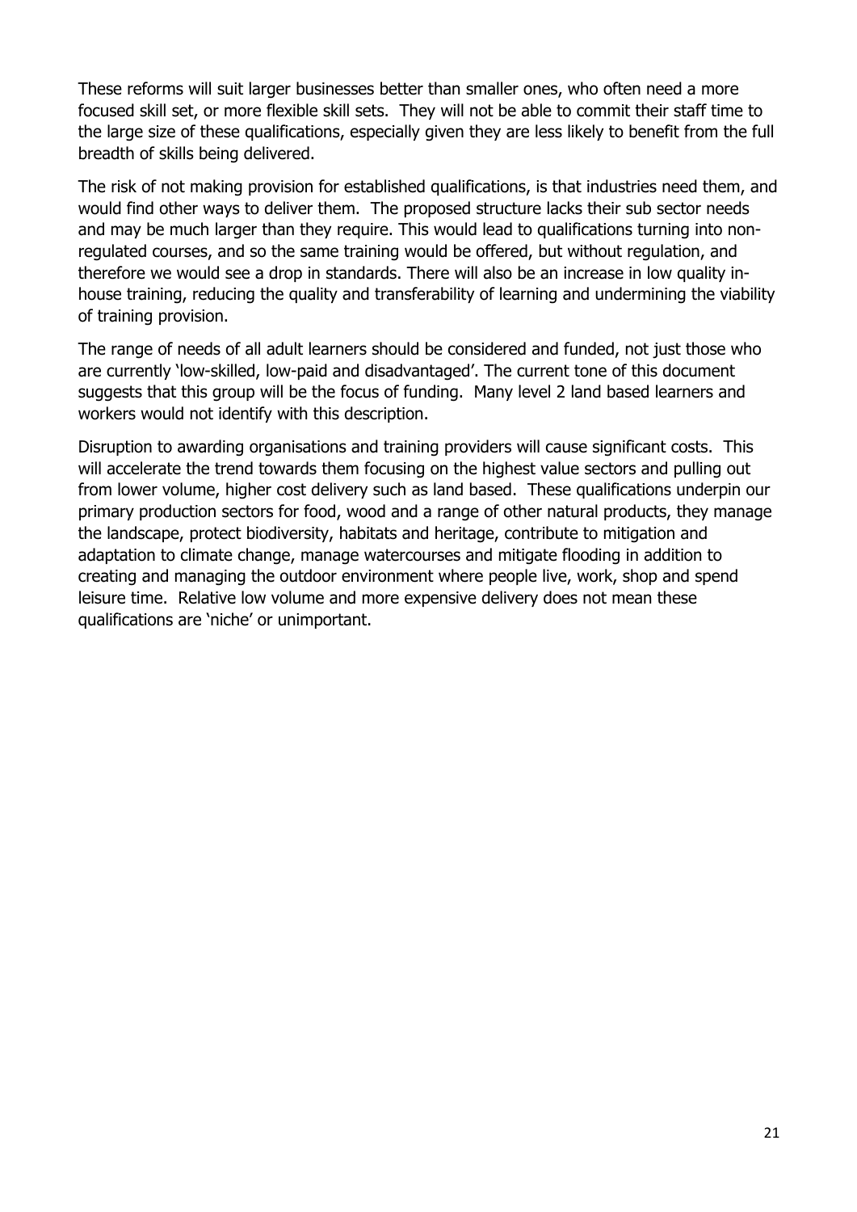These reforms will suit larger businesses better than smaller ones, who often need a more focused skill set, or more flexible skill sets. They will not be able to commit their staff time to the large size of these qualifications, especially given they are less likely to benefit from the full breadth of skills being delivered.

The risk of not making provision for established qualifications, is that industries need them, and would find other ways to deliver them. The proposed structure lacks their sub sector needs and may be much larger than they require. This would lead to qualifications turning into non-regulated courses, and so the same training would be offered, but without regulation, and therefore we would see a drop in standards. There will also be an increase in low quality in-house training, reducing the quality and transferability of learning and undermining the viability of training provision.

The range of needs of all adult learners should be considered and funded, not just those who are currently 'low-skilled, low-paid and disadvantaged'. The current tone of this document suggests that this group will be the focus of funding. Many level 2 land based learners and workers would not identify with this description.

Disruption to awarding organisations and training providers will cause significant costs. This will accelerate the trend towards them focusing on the highest value sectors and pulling out from lower volume, higher cost delivery such as land based. These qualifications underpin our primary production sectors for food, wood and a range of other natural products, they manage the landscape, protect biodiversity, habitats and heritage, contribute to mitigation and adaptation to climate change, manage watercourses and mitigate flooding in addition to creating and managing the outdoor environment where people live, work, shop and spend leisure time. Relative low volume and more expensive delivery does not mean these qualifications are 'niche' or unimportant.